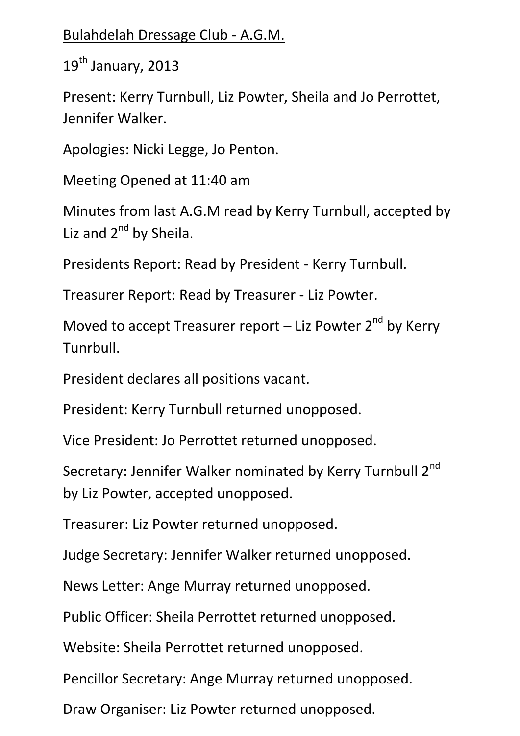Bulahdelah Dressage Club - A.G.M.

19th January, 2013

Present: Kerry Turnbull, Liz Powter, Sheila and Jo Perrottet, Jennifer Walker.

Apologies: Nicki Legge, Jo Penton.

Meeting Opened at 11:40 am

Minutes from last A.G.M read by Kerry Turnbull, accepted by Liz and 2nd by Sheila.

Presidents Report: Read by President - Kerry Turnbull.

Treasurer Report: Read by Treasurer - Liz Powter.

Moved to accept Treasurer report – Liz Powter 2nd by Kerry Tunrbull.

President declares all positions vacant.

President: Kerry Turnbull returned unopposed.

Vice President: Jo Perrottet returned unopposed.

Secretary: Jennifer Walker nominated by Kerry Turnbull 2nd by Liz Powter, accepted unopposed.

Treasurer: Liz Powter returned unopposed.

Judge Secretary: Jennifer Walker returned unopposed.

News Letter: Ange Murray returned unopposed.

Public Officer: Sheila Perrottet returned unopposed.

Website: Sheila Perrottet returned unopposed.

Pencillor Secretary: Ange Murray returned unopposed.

Draw Organiser: Liz Powter returned unopposed.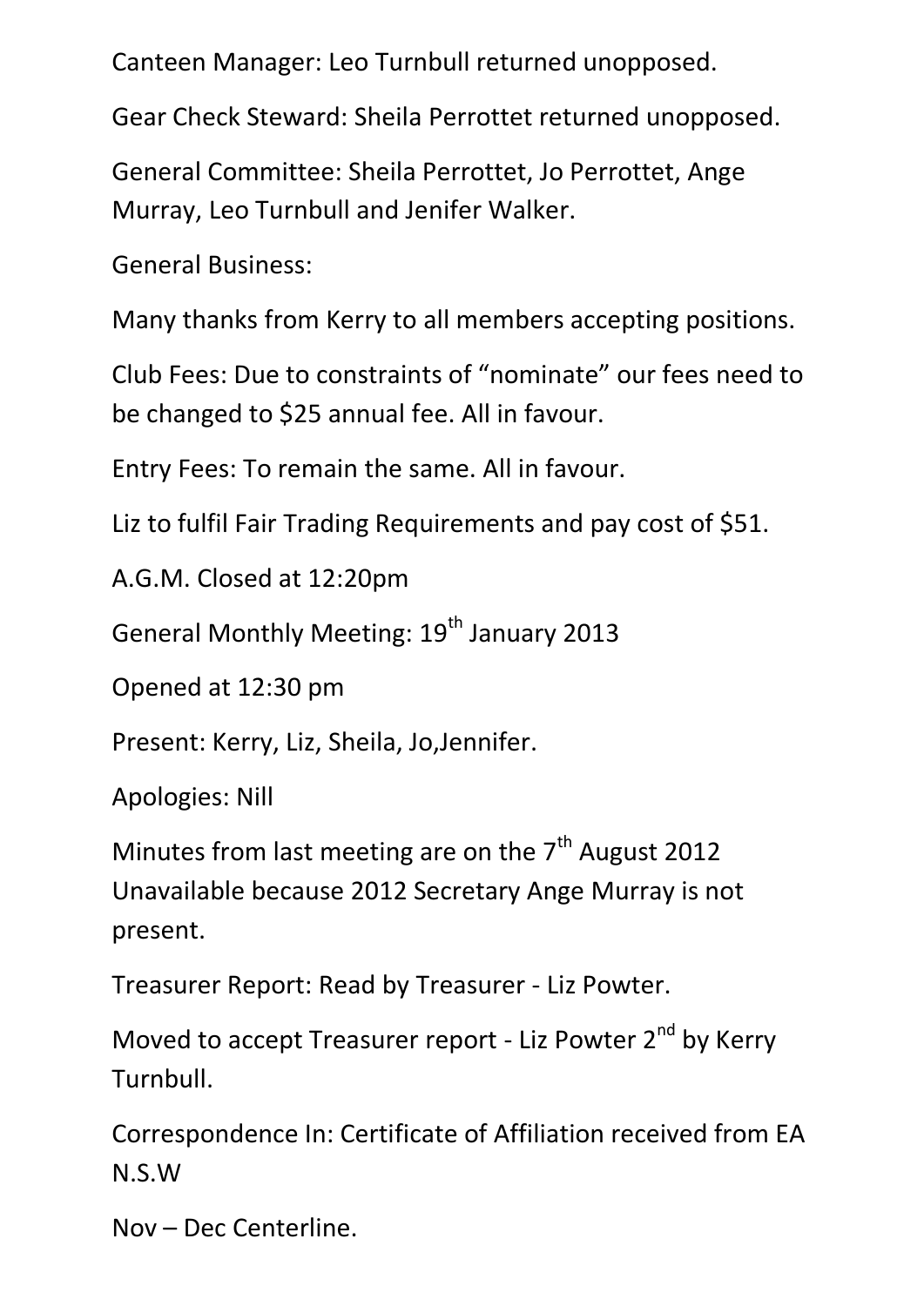Canteen Manager: Leo Turnbull returned unopposed.

Gear Check Steward: Sheila Perrottet returned unopposed.

General Committee: Sheila Perrottet, Jo Perrottet, Ange Murray, Leo Turnbull and Jenifer Walker.

General Business:

Many thanks from Kerry to all members accepting positions.

Club Fees: Due to constraints of "nominate" our fees need to be changed to $25 annual fee. All in favour.

Entry Fees: To remain the same. All in favour.

Liz to fulfil Fair Trading Requirements and pay cost of $51.

A.G.M. Closed at 12:20pm

General Monthly Meeting: 19th January 2013

Opened at 12:30 pm

Present: Kerry, Liz, Sheila, Jo,Jennifer.

Apologies: Nill

Minutes from last meeting are on the 7th August 2012 Unavailable because 2012 Secretary Ange Murray is not present.

Treasurer Report: Read by Treasurer - Liz Powter.

Moved to accept Treasurer report - Liz Powter 2nd by Kerry Turnbull.

Correspondence In: Certificate of Affiliation received from EA N.S.W

Nov – Dec Centerline.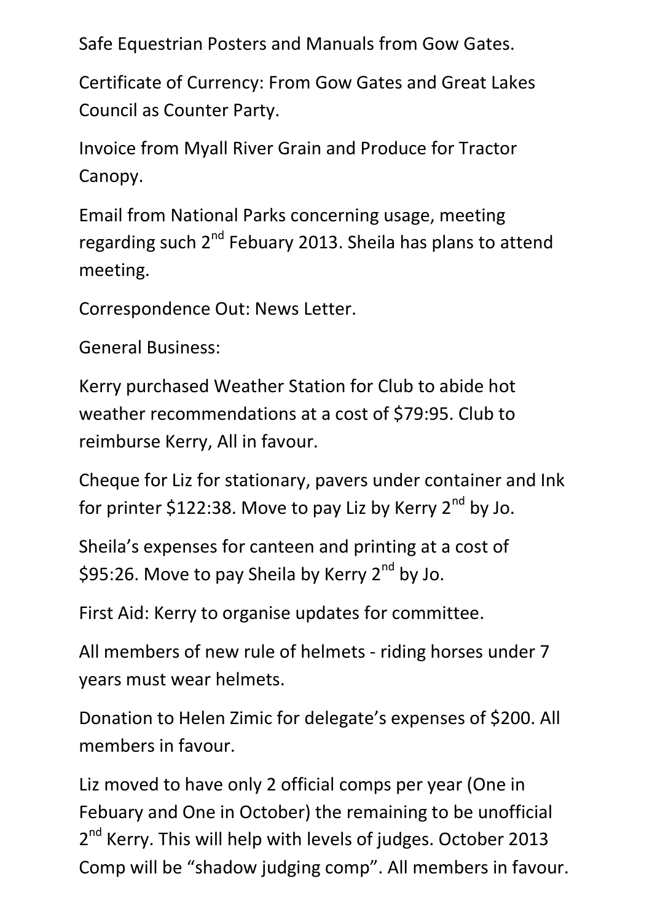Safe Equestrian Posters and Manuals from Gow Gates.

Certificate of Currency: From Gow Gates and Great Lakes Council as Counter Party.

Invoice from Myall River Grain and Produce for Tractor Canopy.

Email from National Parks concerning usage, meeting regarding such 2nd Febuary 2013. Sheila has plans to attend meeting.

Correspondence Out: News Letter.

General Business:

Kerry purchased Weather Station for Club to abide hot weather recommendations at a cost of $79:95. Club to reimburse Kerry, All in favour.

Cheque for Liz for stationary, pavers under container and Ink for printer $122:38. Move to pay Liz by Kerry 2nd by Jo.

Sheila's expenses for canteen and printing at a cost of $95:26. Move to pay Sheila by Kerry 2nd by Jo.

First Aid: Kerry to organise updates for committee.

All members of new rule of helmets - riding horses under 7 years must wear helmets.

Donation to Helen Zimic for delegate's expenses of $200. All members in favour.

Liz moved to have only 2 official comps per year (One in Febuary and One in October) the remaining to be unofficial 2nd Kerry. This will help with levels of judges. October 2013 Comp will be "shadow judging comp". All members in favour.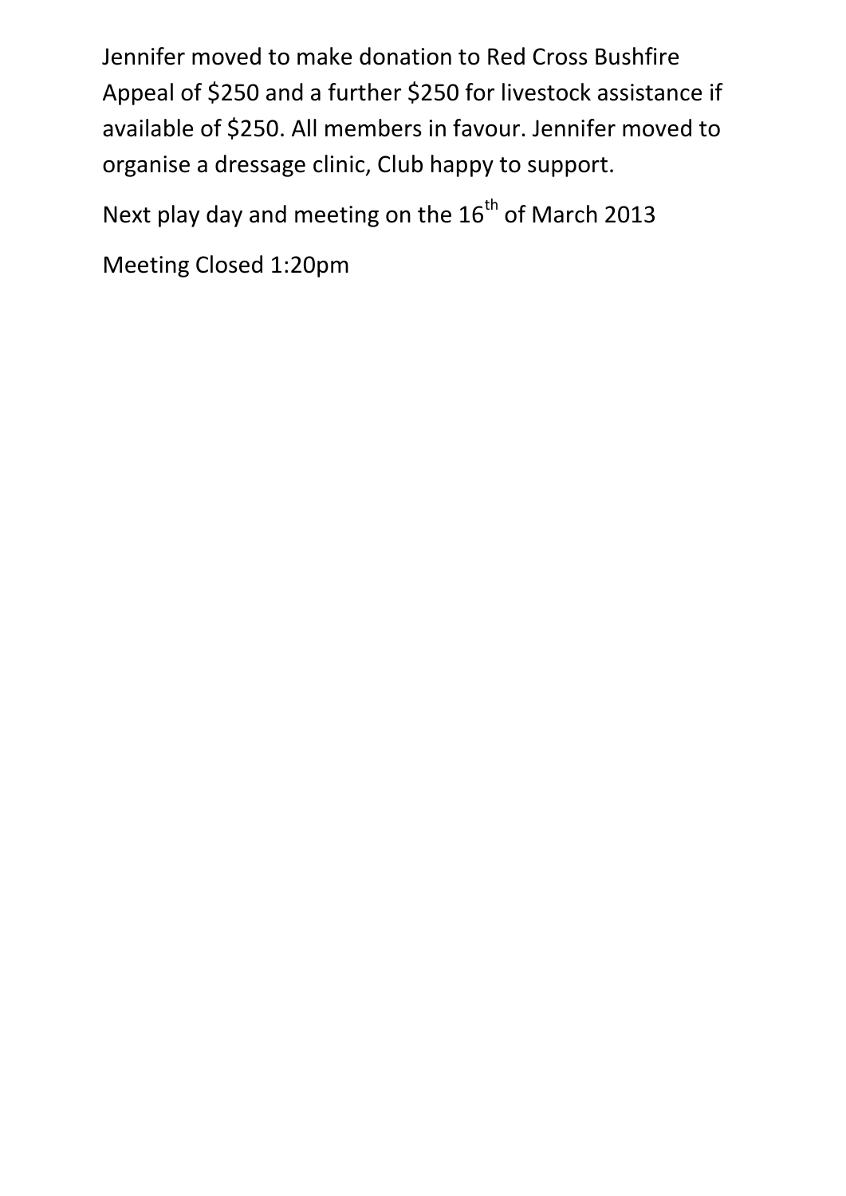Jennifer moved to make donation to Red Cross Bushfire Appeal of $250 and a further $250 for livestock assistance if available of $250. All members in favour. Jennifer moved to organise a dressage clinic, Club happy to support.

Next play day and meeting on the 16th of March 2013

Meeting Closed 1:20pm